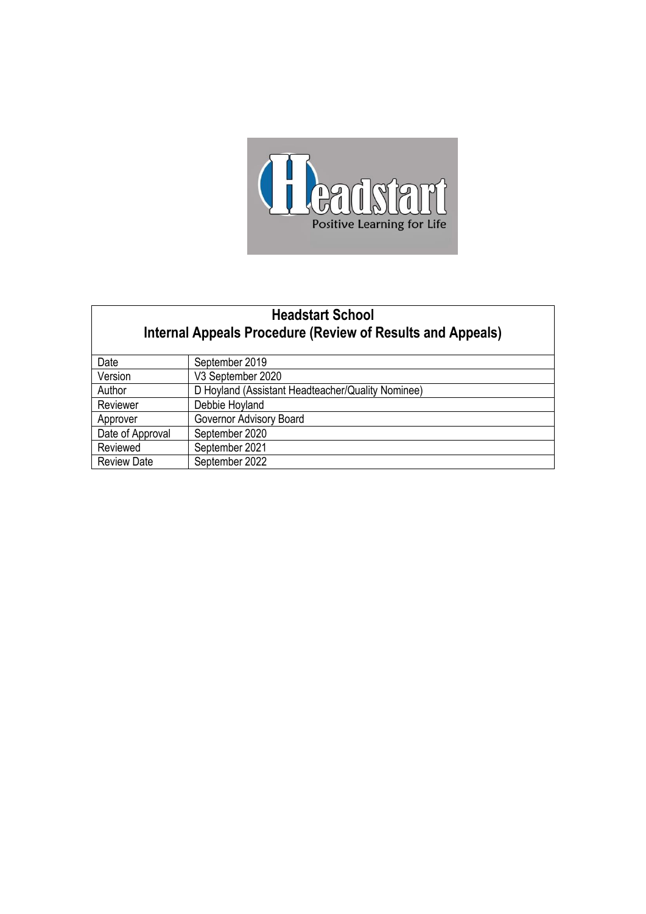# Headstart School
## Internal Appeals Procedure (Review of Results and Appeals)

| Date | September 2019 |
|---|---|
| Version | V3 September 2020 |
| Author | D Hoyland (Assistant Headteacher/Quality Nominee) |
| Reviewer | Debbie Hoyland |
| Approver | Governor Advisory Board |
| Date of Approval | September 2020 |
| Reviewed | September 2021 |
| Review Date | September 2022 |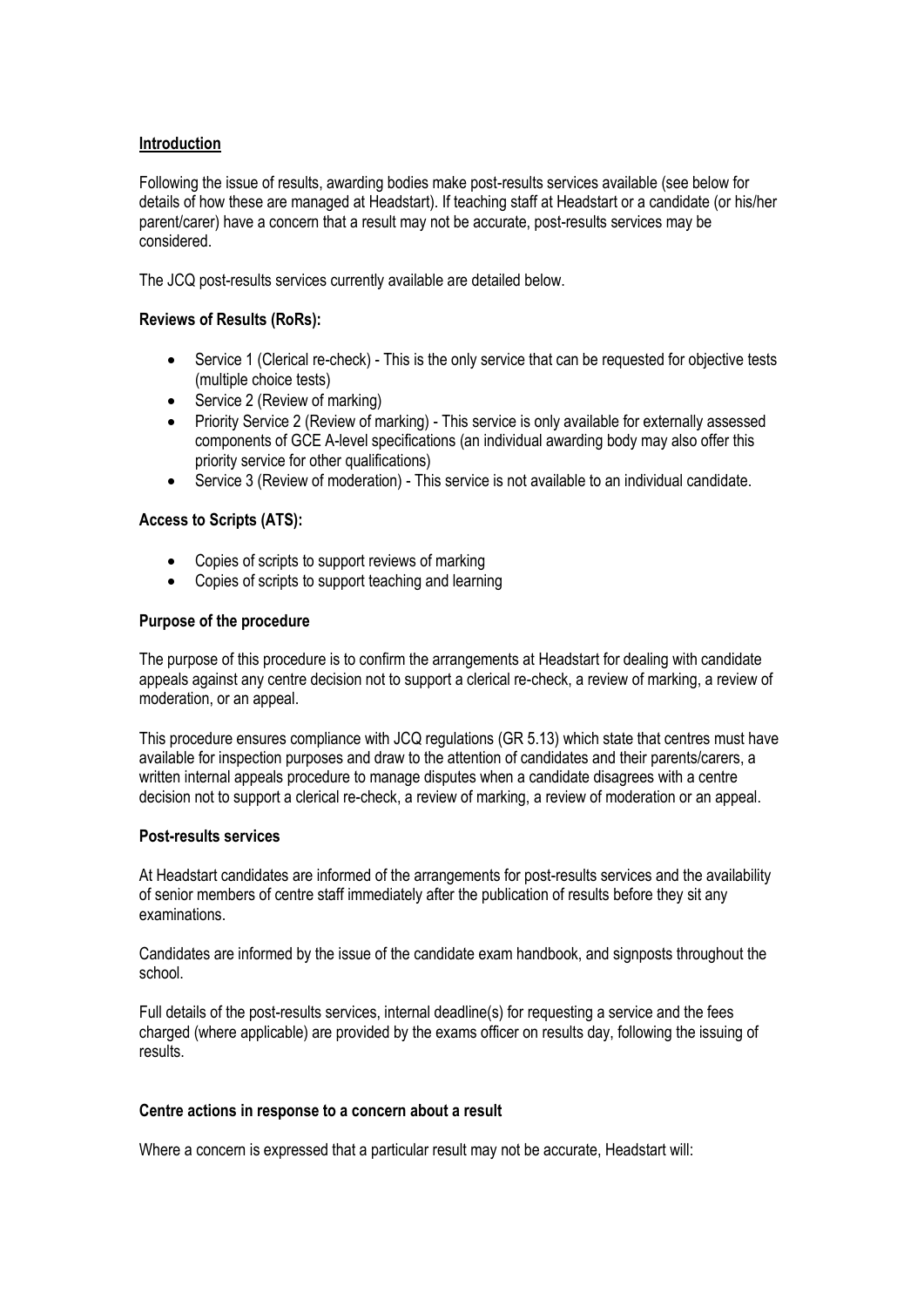## Introduction

Following the issue of results, awarding bodies make post-results services available (see below for details of how these are managed at Headstart). If teaching staff at Headstart or a candidate (or his/her parent/carer) have a concern that a result may not be accurate, post-results services may be considered.

The JCQ post-results services currently available are detailed below.

**Reviews of Results (RoRs):**

- Service 1 (Clerical re-check) - This is the only service that can be requested for objective tests (multiple choice tests)
- Service 2 (Review of marking)
- Priority Service 2 (Review of marking) - This service is only available for externally assessed components of GCE A-level specifications (an individual awarding body may also offer this priority service for other qualifications)
- Service 3 (Review of moderation) - This service is not available to an individual candidate.

**Access to Scripts (ATS):**

- Copies of scripts to support reviews of marking
- Copies of scripts to support teaching and learning

**Purpose of the procedure**

The purpose of this procedure is to confirm the arrangements at Headstart for dealing with candidate appeals against any centre decision not to support a clerical re-check, a review of marking, a review of moderation, or an appeal.

This procedure ensures compliance with JCQ regulations (GR 5.13) which state that centres must have available for inspection purposes and draw to the attention of candidates and their parents/carers, a written internal appeals procedure to manage disputes when a candidate disagrees with a centre decision not to support a clerical re-check, a review of marking, a review of moderation or an appeal.

**Post-results services**

At Headstart candidates are informed of the arrangements for post-results services and the availability of senior members of centre staff immediately after the publication of results before they sit any examinations.

Candidates are informed by the issue of the candidate exam handbook, and signposts throughout the school.

Full details of the post-results services, internal deadline(s) for requesting a service and the fees charged (where applicable) are provided by the exams officer on results day, following the issuing of results.

**Centre actions in response to a concern about a result**

Where a concern is expressed that a particular result may not be accurate, Headstart will: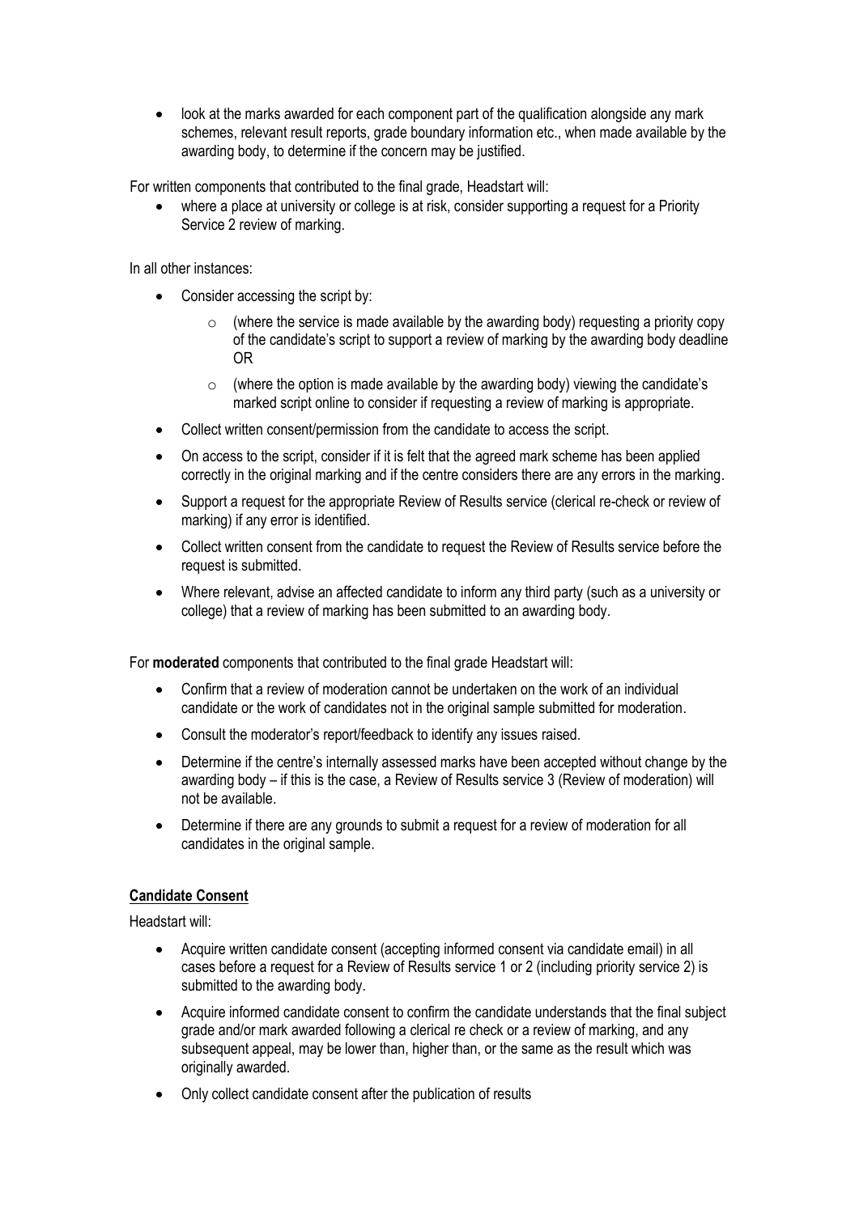- look at the marks awarded for each component part of the qualification alongside any mark schemes, relevant result reports, grade boundary information etc., when made available by the awarding body, to determine if the concern may be justified.

For written components that contributed to the final grade, Headstart will:

- where a place at university or college is at risk, consider supporting a request for a Priority Service 2 review of marking.

In all other instances:

- Consider accessing the script by:
  - (where the service is made available by the awarding body) requesting a priority copy of the candidate's script to support a review of marking by the awarding body deadline OR
  - (where the option is made available by the awarding body) viewing the candidate's marked script online to consider if requesting a review of marking is appropriate.
- Collect written consent/permission from the candidate to access the script.
- On access to the script, consider if it is felt that the agreed mark scheme has been applied correctly in the original marking and if the centre considers there are any errors in the marking.
- Support a request for the appropriate Review of Results service (clerical re-check or review of marking) if any error is identified.
- Collect written consent from the candidate to request the Review of Results service before the request is submitted.
- Where relevant, advise an affected candidate to inform any third party (such as a university or college) that a review of marking has been submitted to an awarding body.

For **moderated** components that contributed to the final grade Headstart will:

- Confirm that a review of moderation cannot be undertaken on the work of an individual candidate or the work of candidates not in the original sample submitted for moderation.
- Consult the moderator's report/feedback to identify any issues raised.
- Determine if the centre's internally assessed marks have been accepted without change by the awarding body – if this is the case, a Review of Results service 3 (Review of moderation) will not be available.
- Determine if there are any grounds to submit a request for a review of moderation for all candidates in the original sample.

**Candidate Consent**

Headstart will:

- Acquire written candidate consent (accepting informed consent via candidate email) in all cases before a request for a Review of Results service 1 or 2 (including priority service 2) is submitted to the awarding body.
- Acquire informed candidate consent to confirm the candidate understands that the final subject grade and/or mark awarded following a clerical re check or a review of marking, and any subsequent appeal, may be lower than, higher than, or the same as the result which was originally awarded.
- Only collect candidate consent after the publication of results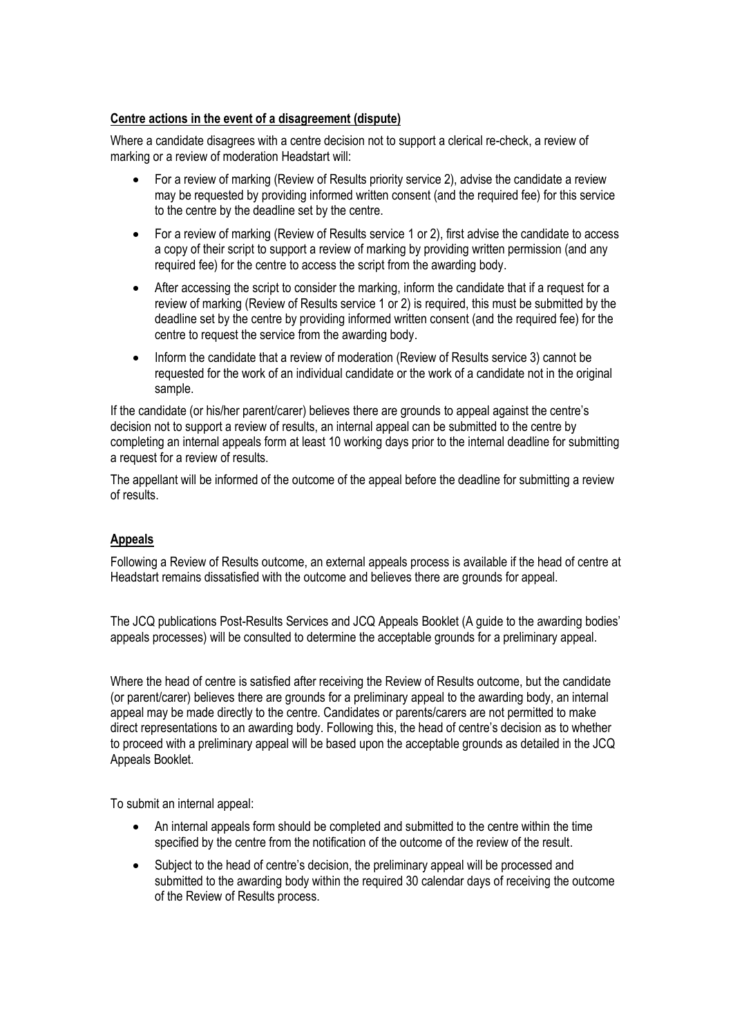**Centre actions in the event of a disagreement (dispute)**

Where a candidate disagrees with a centre decision not to support a clerical re-check, a review of marking or a review of moderation Headstart will:

- For a review of marking (Review of Results priority service 2), advise the candidate a review may be requested by providing informed written consent (and the required fee) for this service to the centre by the deadline set by the centre.
- For a review of marking (Review of Results service 1 or 2), first advise the candidate to access a copy of their script to support a review of marking by providing written permission (and any required fee) for the centre to access the script from the awarding body.
- After accessing the script to consider the marking, inform the candidate that if a request for a review of marking (Review of Results service 1 or 2) is required, this must be submitted by the deadline set by the centre by providing informed written consent (and the required fee) for the centre to request the service from the awarding body.
- Inform the candidate that a review of moderation (Review of Results service 3) cannot be requested for the work of an individual candidate or the work of a candidate not in the original sample.

If the candidate (or his/her parent/carer) believes there are grounds to appeal against the centre's decision not to support a review of results, an internal appeal can be submitted to the centre by completing an internal appeals form at least 10 working days prior to the internal deadline for submitting a request for a review of results.

The appellant will be informed of the outcome of the appeal before the deadline for submitting a review of results.

**Appeals**

Following a Review of Results outcome, an external appeals process is available if the head of centre at Headstart remains dissatisfied with the outcome and believes there are grounds for appeal.

The JCQ publications Post-Results Services and JCQ Appeals Booklet (A guide to the awarding bodies' appeals processes) will be consulted to determine the acceptable grounds for a preliminary appeal.

Where the head of centre is satisfied after receiving the Review of Results outcome, but the candidate (or parent/carer) believes there are grounds for a preliminary appeal to the awarding body, an internal appeal may be made directly to the centre. Candidates or parents/carers are not permitted to make direct representations to an awarding body. Following this, the head of centre's decision as to whether to proceed with a preliminary appeal will be based upon the acceptable grounds as detailed in the JCQ Appeals Booklet.

To submit an internal appeal:

- An internal appeals form should be completed and submitted to the centre within the time specified by the centre from the notification of the outcome of the review of the result.
- Subject to the head of centre's decision, the preliminary appeal will be processed and submitted to the awarding body within the required 30 calendar days of receiving the outcome of the Review of Results process.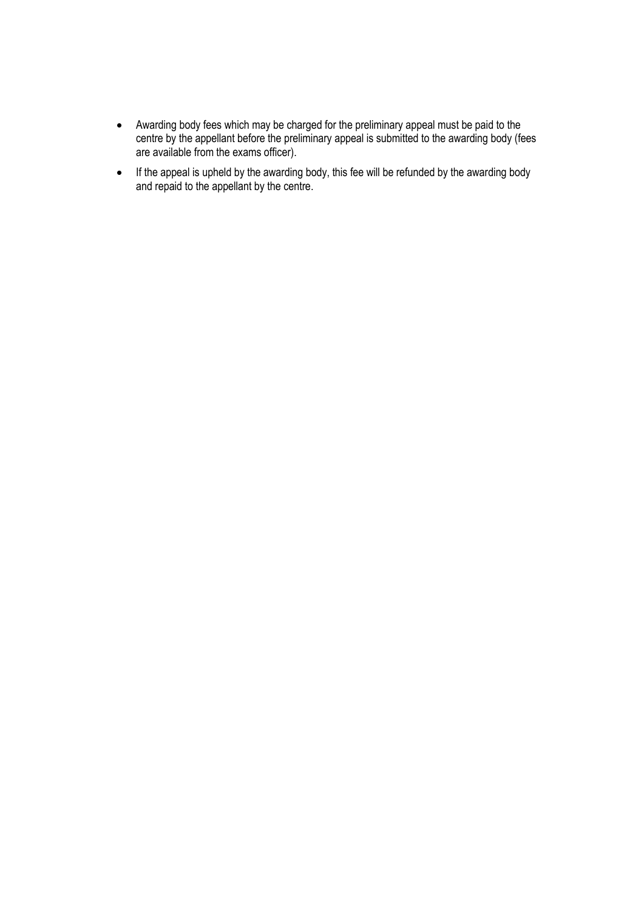- Awarding body fees which may be charged for the preliminary appeal must be paid to the centre by the appellant before the preliminary appeal is submitted to the awarding body (fees are available from the exams officer).
- If the appeal is upheld by the awarding body, this fee will be refunded by the awarding body and repaid to the appellant by the centre.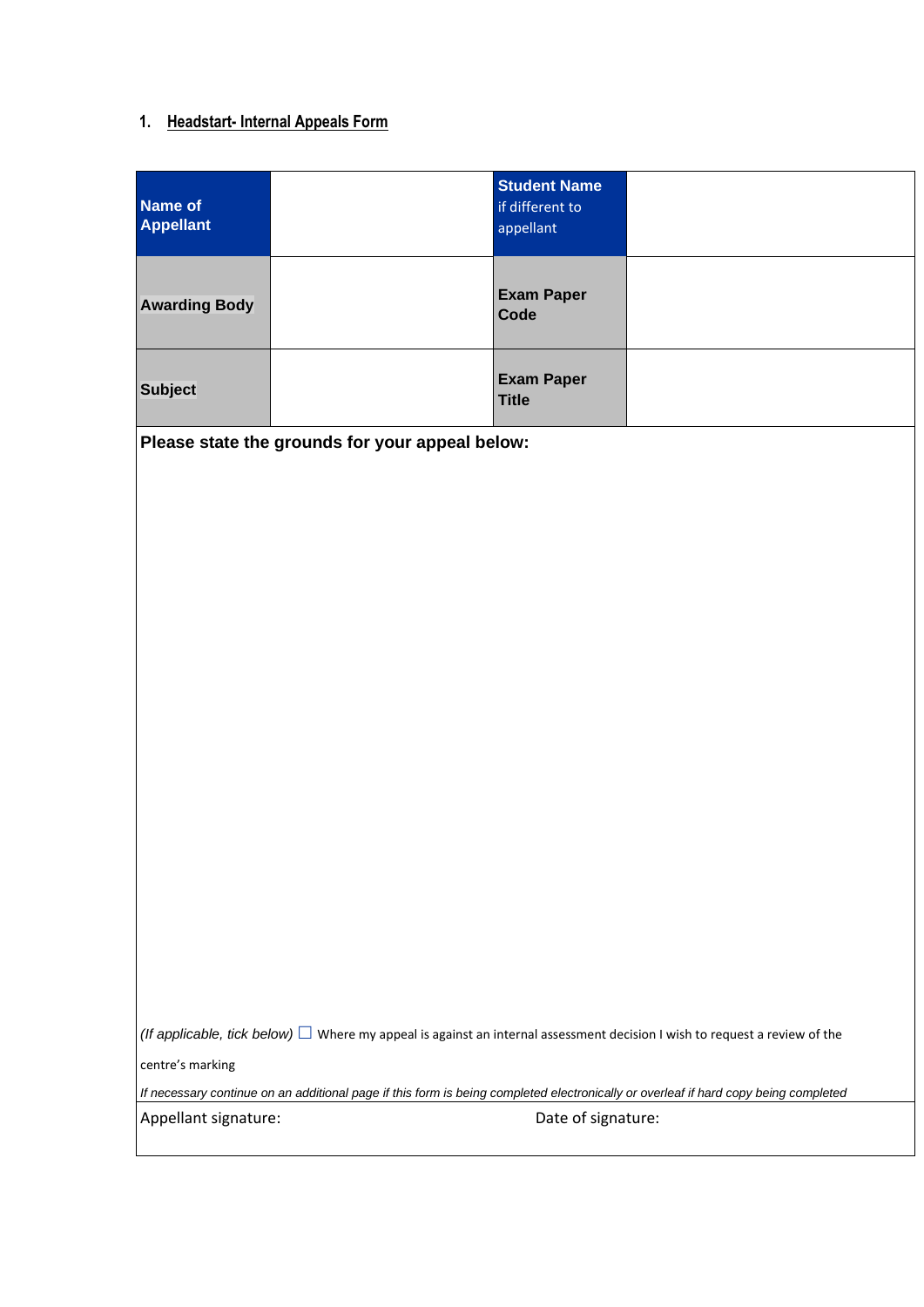## 1. Headstart- Internal Appeals Form

| **Name of Appellant** | | **Student Name** if different to appellant | |
|---|---|---|---|
| **Awarding Body** | | **Exam Paper Code** | |
| **Subject** | | **Exam Paper Title** | |

**Please state the grounds for your appeal below:**

*(If applicable, tick below)* ☐ Where my appeal is against an internal assessment decision I wish to request a review of the centre's marking

*If necessary continue on an additional page if this form is being completed electronically or overleaf if hard copy being completed*

Appellant signature: Date of signature: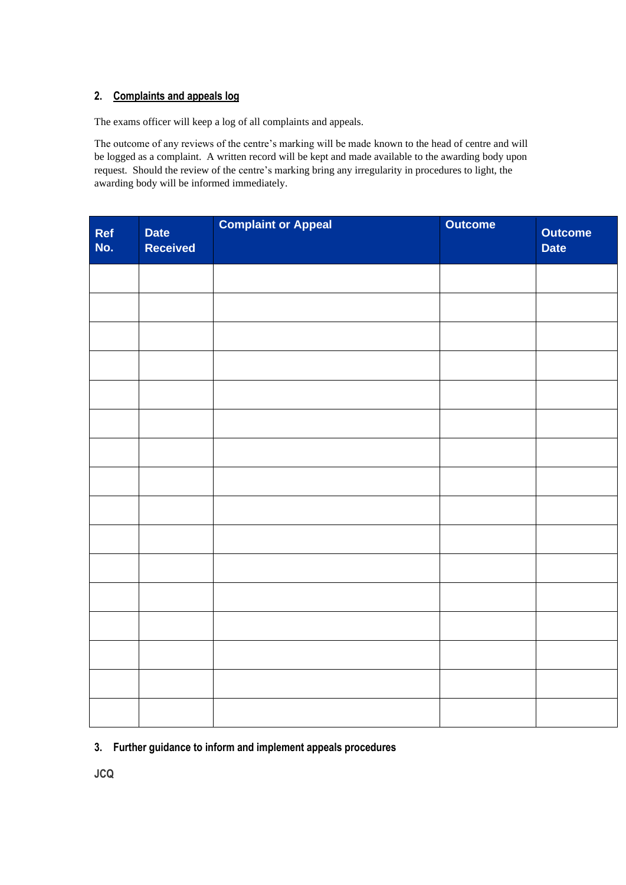## 2. Complaints and appeals log

The exams officer will keep a log of all complaints and appeals.

The outcome of any reviews of the centre's marking will be made known to the head of centre and will be logged as a complaint. A written record will be kept and made available to the awarding body upon request. Should the review of the centre's marking bring any irregularity in procedures to light, the awarding body will be informed immediately.

| Ref No. | Date Received | Complaint or Appeal | Outcome | Outcome Date |
| --- | --- | --- | --- | --- |
| | | | | |
| | | | | |
| | | | | |
| | | | | |
| | | | | |
| | | | | |
| | | | | |
| | | | | |
| | | | | |
| | | | | |
| | | | | |
| | | | | |
| | | | | |
| | | | | |
| | | | | |
| | | | | |

## 3. Further guidance to inform and implement appeals procedures

**JCQ**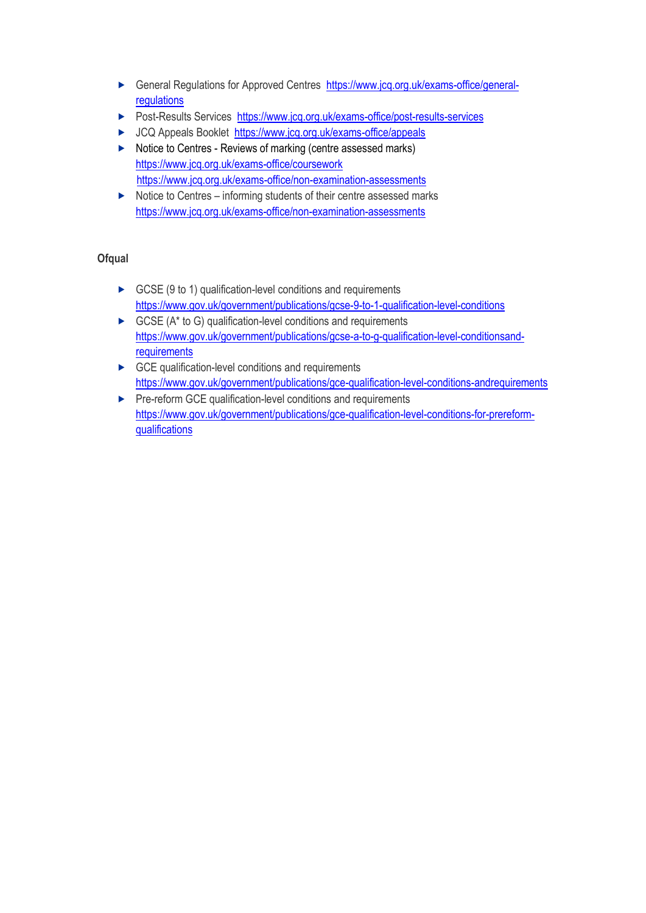- General Regulations for Approved Centres https://www.jcq.org.uk/exams-office/general-regulations
- Post-Results Services https://www.jcq.org.uk/exams-office/post-results-services
- JCQ Appeals Booklet https://www.jcq.org.uk/exams-office/appeals
- Notice to Centres - Reviews of marking (centre assessed marks) https://www.jcq.org.uk/exams-office/coursework https://www.jcq.org.uk/exams-office/non-examination-assessments
- Notice to Centres – informing students of their centre assessed marks https://www.jcq.org.uk/exams-office/non-examination-assessments

**Ofqual**

- GCSE (9 to 1) qualification-level conditions and requirements https://www.gov.uk/government/publications/gcse-9-to-1-qualification-level-conditions
- GCSE (A* to G) qualification-level conditions and requirements https://www.gov.uk/government/publications/gcse-a-to-g-qualification-level-conditionsand-requirements
- GCE qualification-level conditions and requirements https://www.gov.uk/government/publications/gce-qualification-level-conditions-andrequirements
- Pre-reform GCE qualification-level conditions and requirements https://www.gov.uk/government/publications/gce-qualification-level-conditions-for-prereform-qualifications